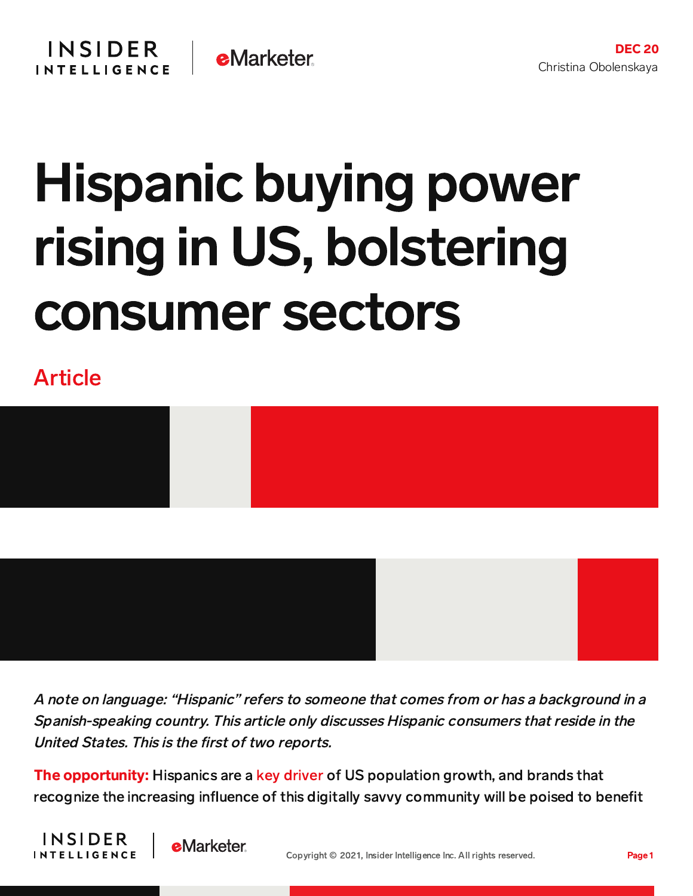DEC 20
Christina Obolenskaya

# Hispanic buying power rising in US, bolstering consumer sectors

Article

*A note on language: "Hispanic" refers to someone that comes from or has a background in a Spanish-speaking country. This article only discusses Hispanic consumers that reside in the United States. This is the first of two reports.*

**The opportunity:** Hispanics are a key driver of US population growth, and brands that recognize the increasing influence of this digitally savvy community will be poised to benefit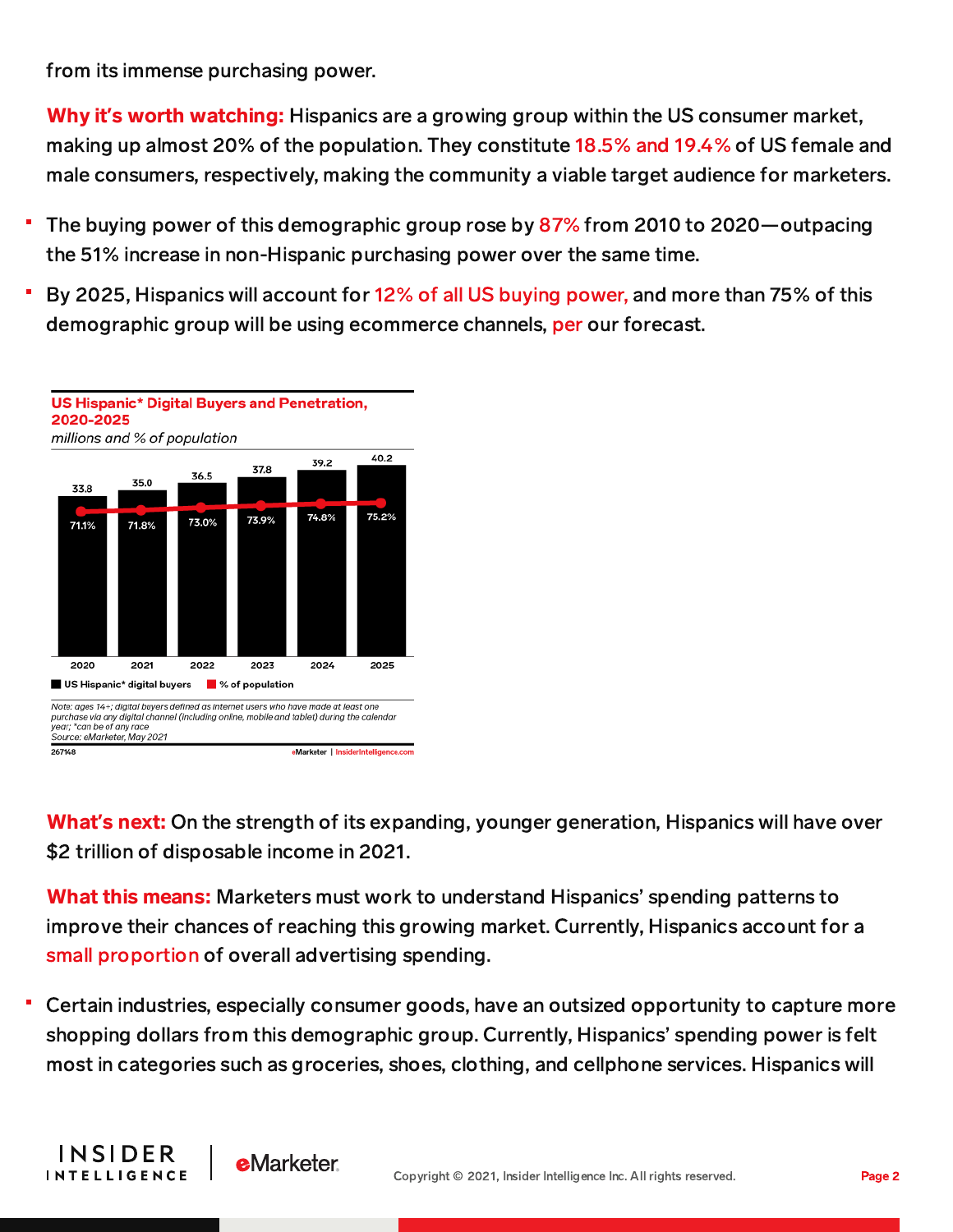from its immense purchasing power.

**Why it's worth watching:** Hispanics are a growing group within the US consumer market, making up almost 20% of the population. They constitute 18.5% and 19.4% of US female and male consumers, respectively, making the community a viable target audience for marketers.

- The buying power of this demographic group rose by 87% from 2010 to 2020—outpacing the 51% increase in non-Hispanic purchasing power over the same time.
- By 2025, Hispanics will account for 12% of all US buying power, and more than 75% of this demographic group will be using ecommerce channels, per our forecast.

**US Hispanic* Digital Buyers and Penetration, 2020-2025**
*millions and % of population*

| | 2020 | 2021 | 2022 | 2023 | 2024 | 2025 |
|---|---|---|---|---|---|---|
| US Hispanic* digital buyers | 33.8 | 35.0 | 36.5 | 37.8 | 39.2 | 40.2 |
| % of population | 71.1% | 71.8% | 73.0% | 73.9% | 74.8% | 75.2% |

*Note: ages 14+; digital buyers defined as internet users who have made at least one purchase via any digital channel (including online, mobile and tablet) during the calendar year; *can be of any race*
*Source: eMarketer, May 2021*

267148 eMarketer | InsiderIntelligence.com

**What's next:** On the strength of its expanding, younger generation, Hispanics will have over $2 trillion of disposable income in 2021.

**What this means:** Marketers must work to understand Hispanics' spending patterns to improve their chances of reaching this growing market. Currently, Hispanics account for a small proportion of overall advertising spending.

- Certain industries, especially consumer goods, have an outsized opportunity to capture more shopping dollars from this demographic group. Currently, Hispanics' spending power is felt most in categories such as groceries, shoes, clothing, and cellphone services. Hispanics will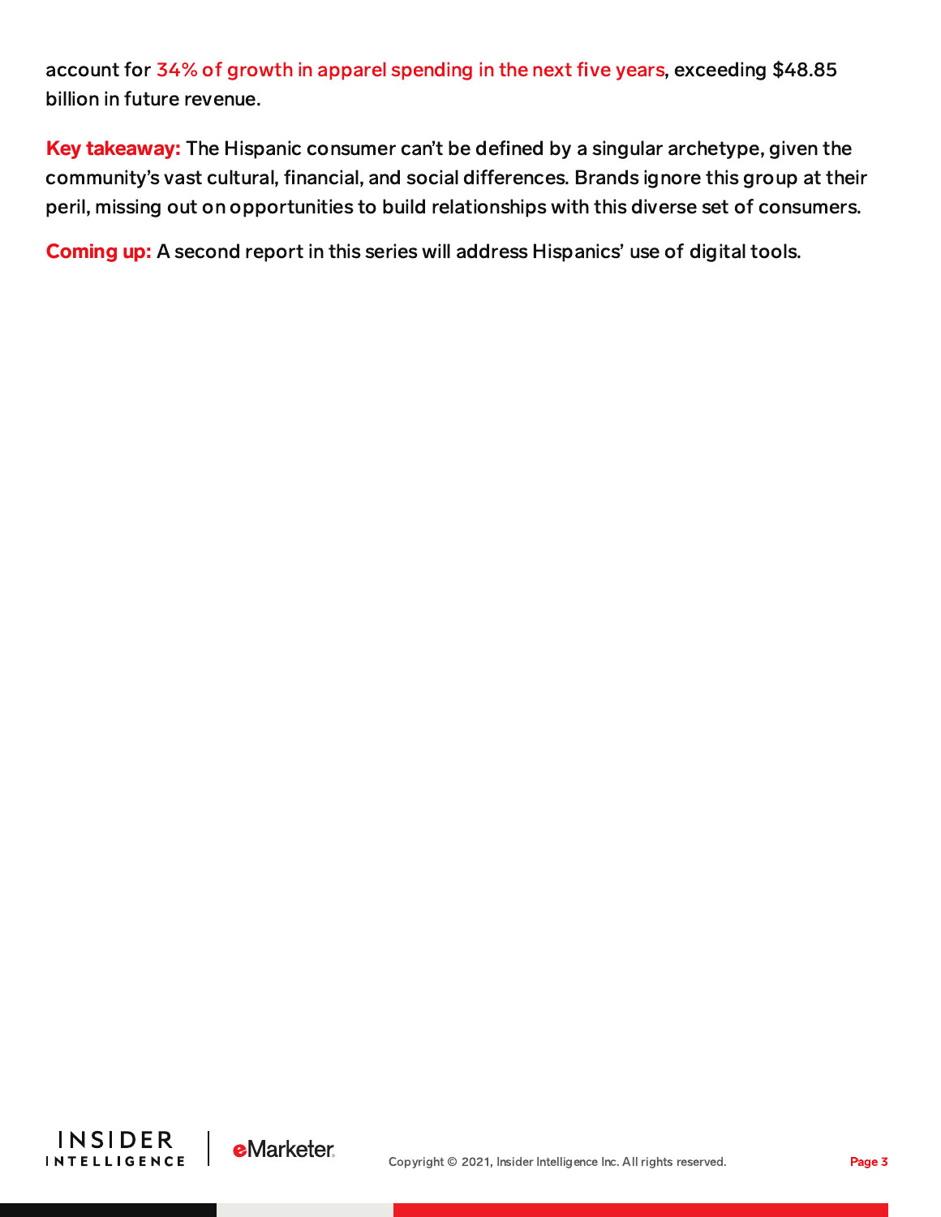account for 34% of growth in apparel spending in the next five years, exceeding $48.85 billion in future revenue.

**Key takeaway:** The Hispanic consumer can't be defined by a singular archetype, given the community's vast cultural, financial, and social differences. Brands ignore this group at their peril, missing out on opportunities to build relationships with this diverse set of consumers.

**Coming up:** A second report in this series will address Hispanics' use of digital tools.